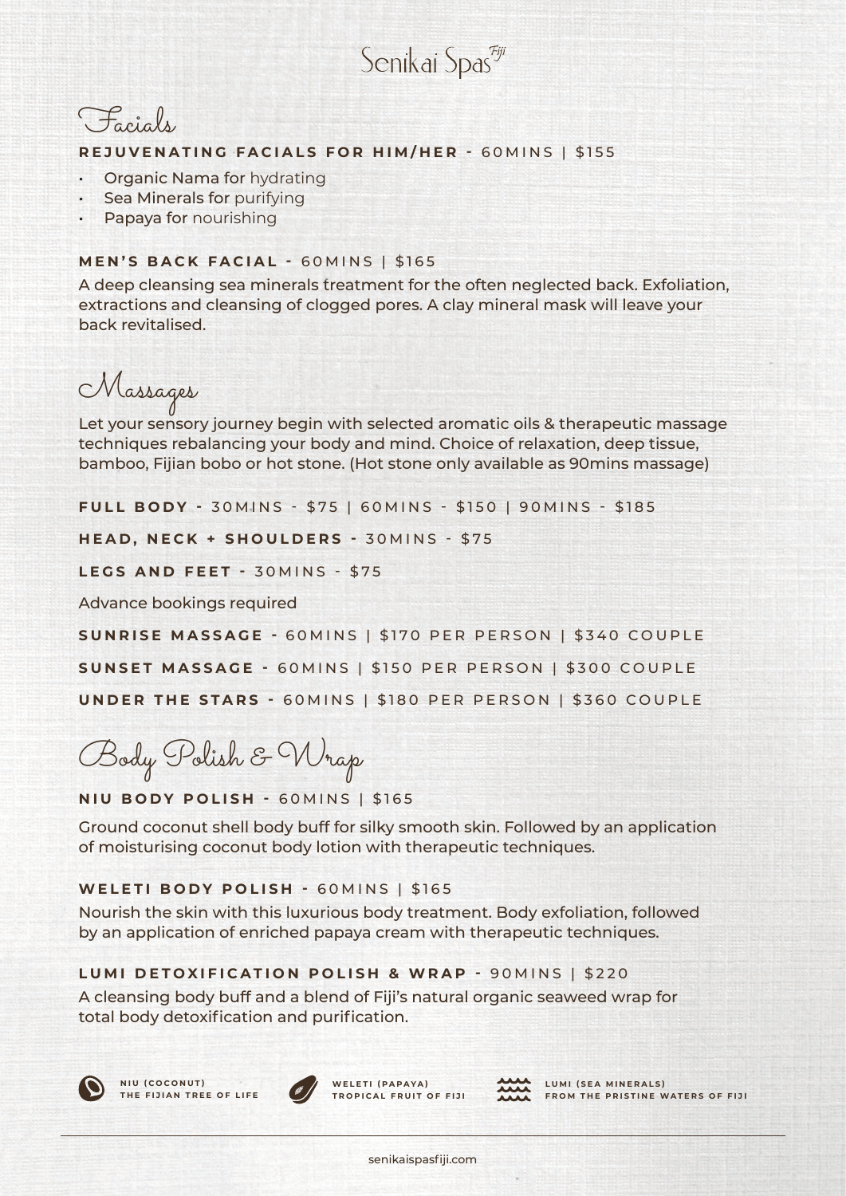# Senikai Spas Fiji

## Facials

**REJUVENATING FACIALS FOR HIM/HER -** 60MINS | $155

- **Organic Nama for** hydrating
- **Sea Minerals for** purifying
- **Papaya for** nourishing

**MEN'S BACK FACIAL -** 60MINS | $165

A deep cleansing sea minerals treatment for the often neglected back. Exfoliation, extractions and cleansing of clogged pores. A clay mineral mask will leave your back revitalised.

## Massages

Let your sensory journey begin with selected aromatic oils & therapeutic massage techniques rebalancing your body and mind. Choice of relaxation, deep tissue, bamboo, Fijian bobo or hot stone. (Hot stone only available as 90mins massage)

**FULL BODY -** 30MINS - $75 | 60MINS - $150 | 90MINS - $185

**HEAD, NECK + SHOULDERS -** 30MINS - $75

**LEGS AND FEET -** 30MINS - $75

Advance bookings required

**SUNRISE MASSAGE -** 60MINS | $170 PER PERSON | $340 COUPLE

**SUNSET MASSAGE -** 60MINS | $150 PER PERSON | $300 COUPLE

**UNDER THE STARS -** 60MINS | $180 PER PERSON | $360 COUPLE

## Body Polish & Wrap

**NIU BODY POLISH -** 60MINS | $165

Ground coconut shell body buff for silky smooth skin. Followed by an application of moisturising coconut body lotion with therapeutic techniques.

**WELETI BODY POLISH -** 60MINS | $165

Nourish the skin with this luxurious body treatment. Body exfoliation, followed by an application of enriched papaya cream with therapeutic techniques.

**LUMI DETOXIFICATION POLISH & WRAP -** 90MINS | $220

A cleansing body buff and a blend of Fiji's natural organic seaweed wrap for total body detoxification and purification.

**NIU (COCONUT)**
**THE FIJIAN TREE OF LIFE**

**WELETI (PAPAYA)**
**TROPICAL FRUIT OF FIJI**

**LUMI (SEA MINERALS)**
**FROM THE PRISTINE WATERS OF FIJI**

senikaispasfiji.com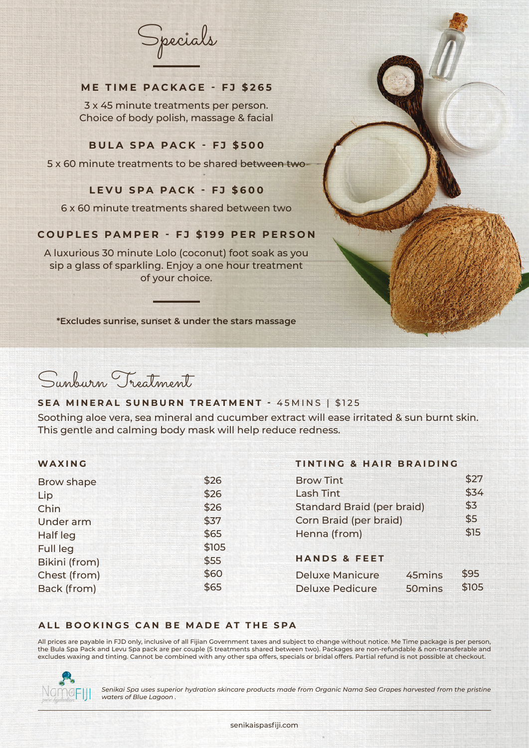# Specials

### ME TIME PACKAGE - FJ $265

3 x 45 minute treatments per person.
Choice of body polish, massage & facial

### BULA SPA PACK - FJ $500

5 x 60 minute treatments to be shared between two

### LEVU SPA PACK - FJ $600

6 x 60 minute treatments shared between two

### COUPLES PAMPER - FJ $199 PER PERSON

A luxurious 30 minute Lolo (coconut) foot soak as you sip a glass of sparkling. Enjoy a one hour treatment of your choice.

**\*Excludes sunrise, sunset & under the stars massage**

# Sunburn Treatment

### SEA MINERAL SUNBURN TREATMENT - 45MINS | $125

Soothing aloe vera, sea mineral and cucumber extract will ease irritated & sun burnt skin. This gentle and calming body mask will help reduce redness.

### WAXING

| | |
|---|---|
| Brow shape | $26 |
| Lip | $26 |
| Chin | $26 |
| Under arm | $37 |
| Half leg | $65 |
| Full leg | $105 |
| Bikini (from) | $55 |
| Chest (from) | $60 |
| Back (from) | $65 |

### TINTING & HAIR BRAIDING

| | |
|---|---|
| Brow Tint | $27 |
| Lash Tint | $34 |
| Standard Braid (per braid) | $3 |
| Corn Braid (per braid) | $5 |
| Henna (from) | $15 |

### HANDS & FEET

| | | |
|---|---|---|
| Deluxe Manicure | 45mins | $95 |
| Deluxe Pedicure | 50mins | $105 |

### ALL BOOKINGS CAN BE MADE AT THE SPA

All prices are payable in FJD only, inclusive of all Fijian Government taxes and subject to change without notice. Me Time package is per person, the Bula Spa Pack and Levu Spa pack are per couple (5 treatments shared between two). Packages are non-refundable & non-transferable and excludes waxing and tinting. Cannot be combined with any other spa offers, specials or bridal offers. Partial refund is not possible at checkout.

NamaFIJI pure hydration

*Senikai Spa uses superior hydration skincare products made from Organic Nama Sea Grapes harvested from the pristine waters of Blue Lagoon .*

senikaispasfiji.com